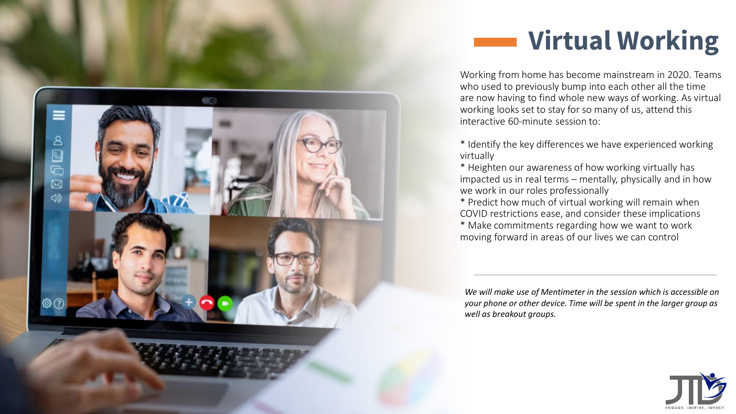# Virtual Working

Working from home has become mainstream in 2020. Teams who used to previously bump into each other all the time are now having to find whole new ways of working. As virtual working looks set to stay for so many of us, attend this interactive 60-minute session to:

* Identify the key differences we have experienced working virtually
* Heighten our awareness of how working virtually has impacted us in real terms – mentally, physically and in how we work in our roles professionally
* Predict how much of virtual working will remain when COVID restrictions ease, and consider these implications
* Make commitments regarding how we want to work moving forward in areas of our lives we can control

---

*We will make use of Mentimeter in the session which is accessible on your phone or other device. Time will be spent in the larger group as well as breakout groups.*

ENGAGE, INSPIRE, IMPACT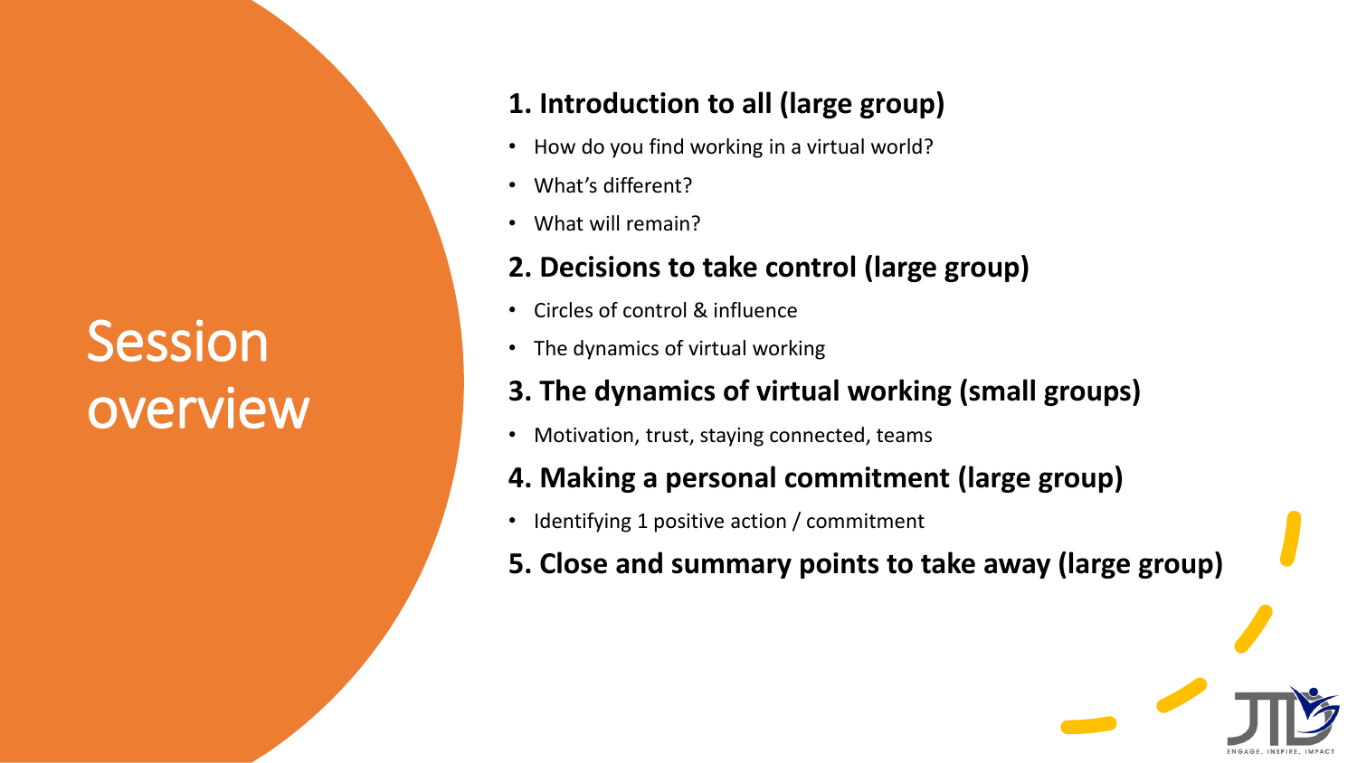# Session overview

## 1. Introduction to all (large group)

- How do you find working in a virtual world?
- What's different?
- What will remain?

## 2. Decisions to take control (large group)

- Circles of control & influence
- The dynamics of virtual working

## 3. The dynamics of virtual working (small groups)

- Motivation, trust, staying connected, teams

## 4. Making a personal commitment (large group)

- Identifying 1 positive action / commitment

## 5. Close and summary points to take away (large group)